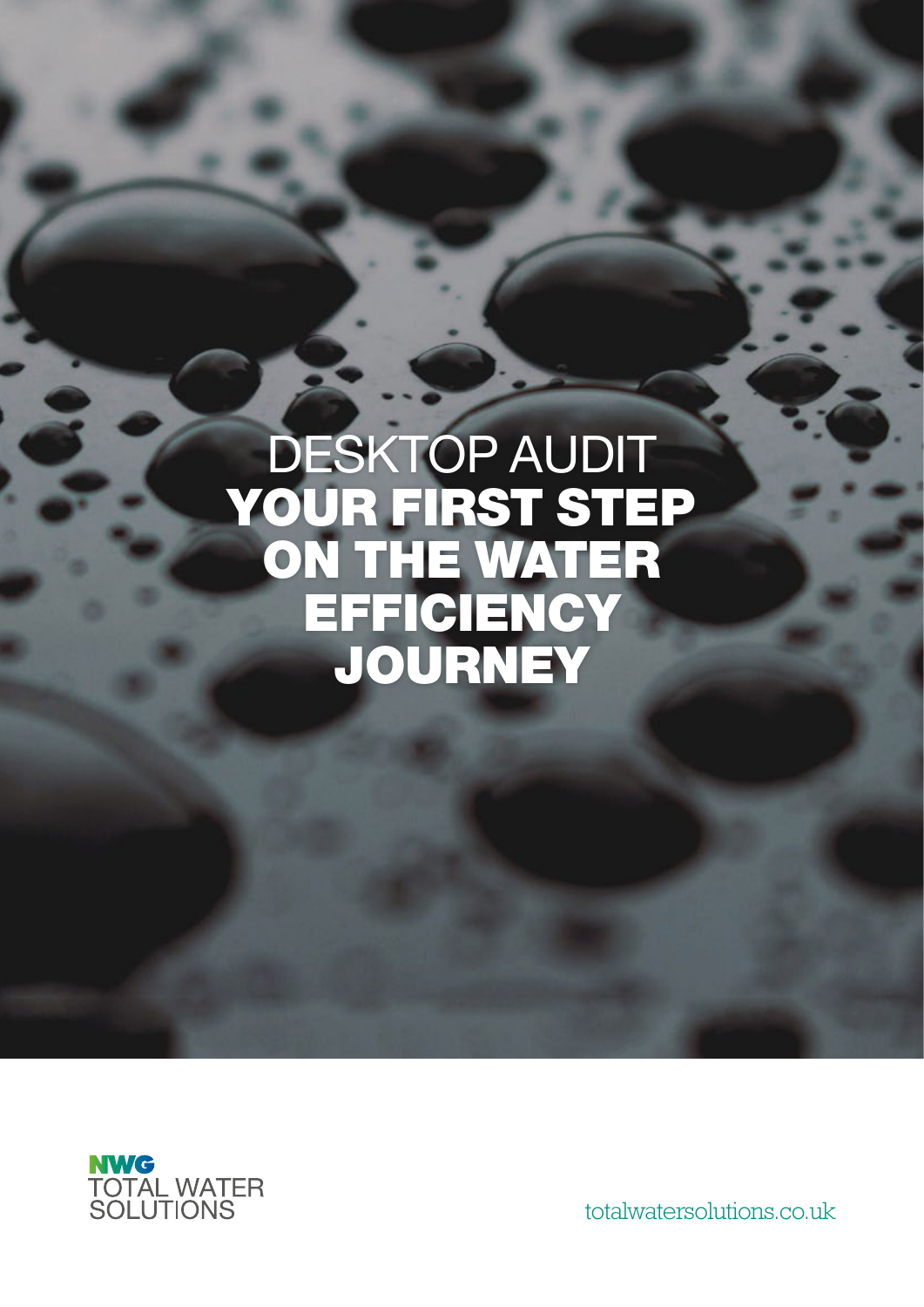# DESKTOP AUDIT
# YOUR FIRST STEP ON THE WATER EFFICIENCY JOURNEY

NWG
TOTAL WATER
SOLUTIONS

totalwatersolutions.co.uk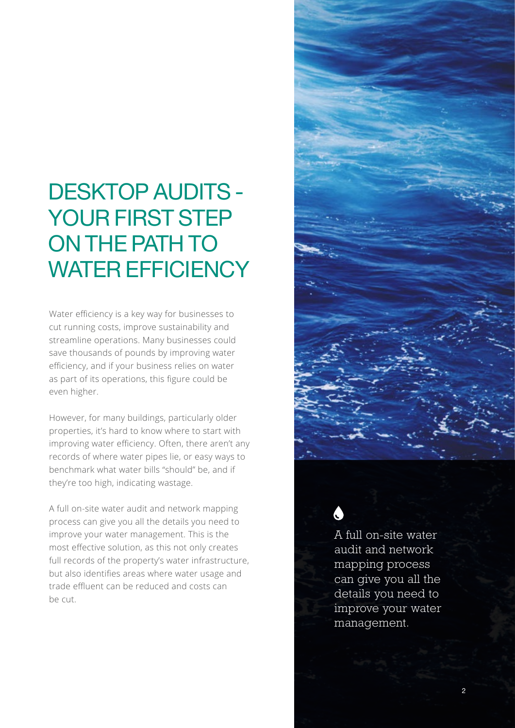# DESKTOP AUDITS - YOUR FIRST STEP ON THE PATH TO WATER EFFICIENCY

Water efficiency is a key way for businesses to cut running costs, improve sustainability and streamline operations. Many businesses could save thousands of pounds by improving water efficiency, and if your business relies on water as part of its operations, this figure could be even higher.

However, for many buildings, particularly older properties, it's hard to know where to start with improving water efficiency. Often, there aren't any records of where water pipes lie, or easy ways to benchmark what water bills "should" be, and if they're too high, indicating wastage.

A full on-site water audit and network mapping process can give you all the details you need to improve your water management. This is the most effective solution, as this not only creates full records of the property's water infrastructure, but also identifies areas where water usage and trade effluent can be reduced and costs can be cut.

A full on-site water audit and network mapping process can give you all the details you need to improve your water management.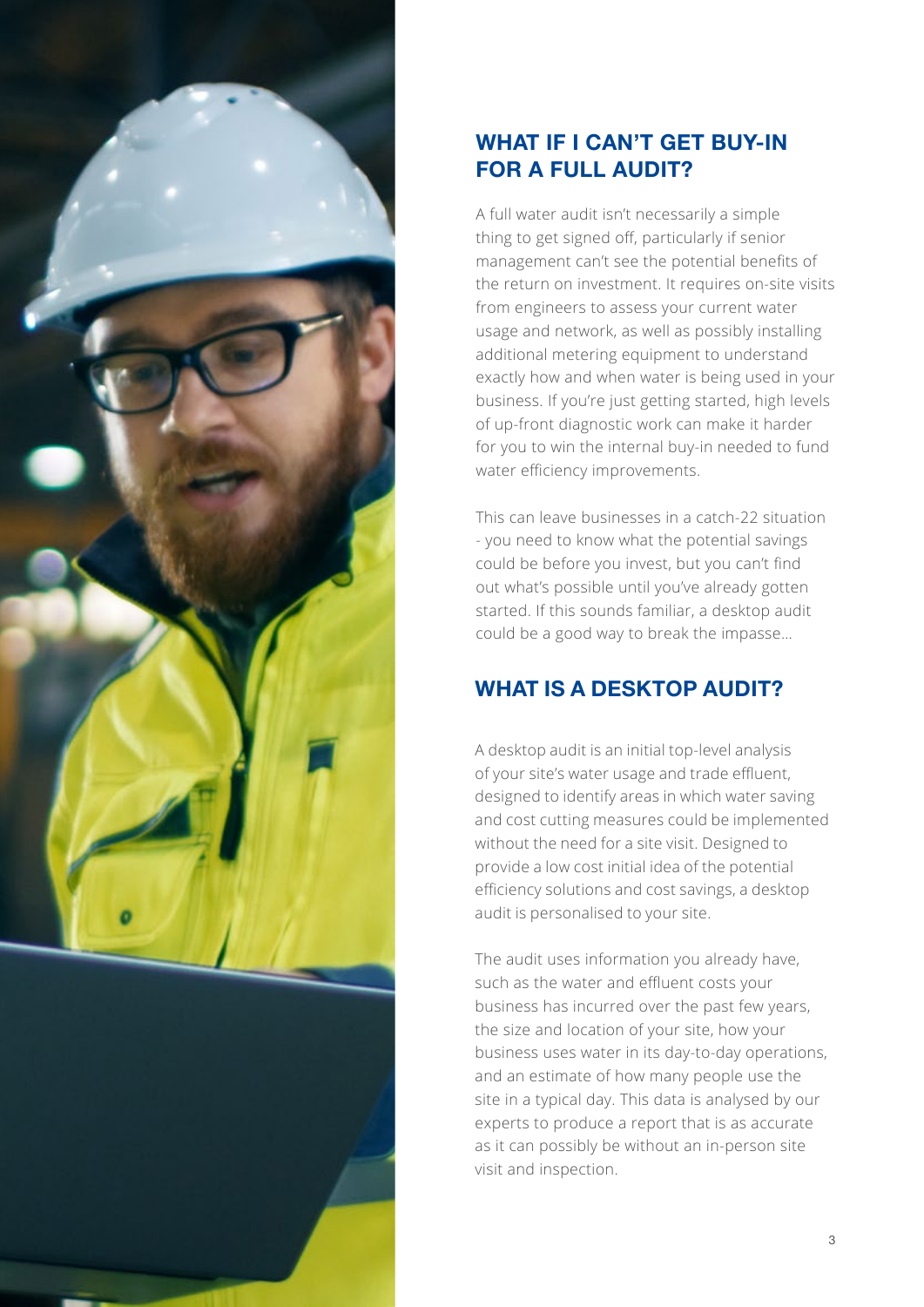## WHAT IF I CAN'T GET BUY-IN FOR A FULL AUDIT?

A full water audit isn't necessarily a simple thing to get signed off, particularly if senior management can't see the potential benefits of the return on investment. It requires on-site visits from engineers to assess your current water usage and network, as well as possibly installing additional metering equipment to understand exactly how and when water is being used in your business. If you're just getting started, high levels of up-front diagnostic work can make it harder for you to win the internal buy-in needed to fund water efficiency improvements.

This can leave businesses in a catch-22 situation - you need to know what the potential savings could be before you invest, but you can't find out what's possible until you've already gotten started. If this sounds familiar, a desktop audit could be a good way to break the impasse...

## WHAT IS A DESKTOP AUDIT?

A desktop audit is an initial top-level analysis of your site's water usage and trade effluent, designed to identify areas in which water saving and cost cutting measures could be implemented without the need for a site visit. Designed to provide a low cost initial idea of the potential efficiency solutions and cost savings, a desktop audit is personalised to your site.

The audit uses information you already have, such as the water and effluent costs your business has incurred over the past few years, the size and location of your site, how your business uses water in its day-to-day operations, and an estimate of how many people use the site in a typical day. This data is analysed by our experts to produce a report that is as accurate as it can possibly be without an in-person site visit and inspection.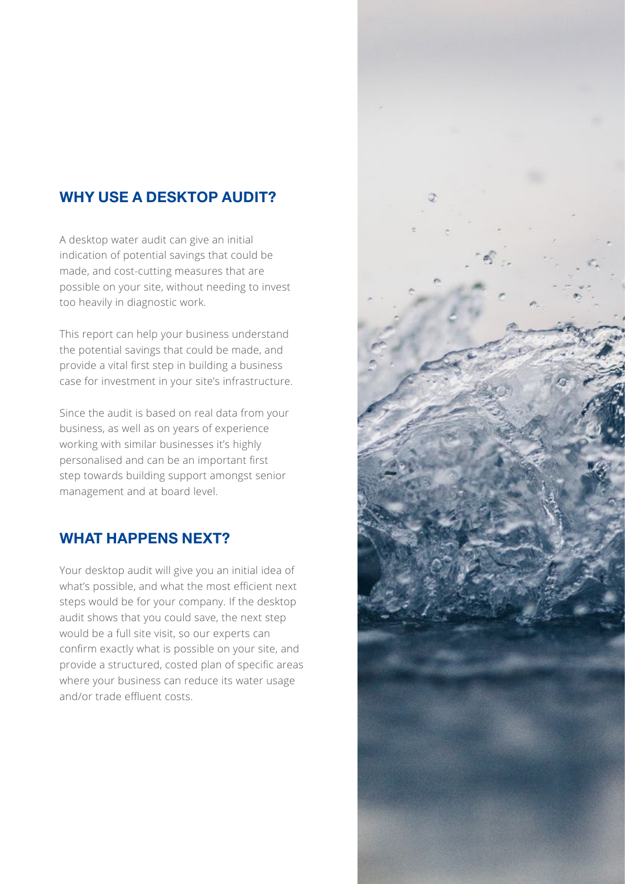## WHY USE A DESKTOP AUDIT?

A desktop water audit can give an initial indication of potential savings that could be made, and cost-cutting measures that are possible on your site, without needing to invest too heavily in diagnostic work.

This report can help your business understand the potential savings that could be made, and provide a vital first step in building a business case for investment in your site's infrastructure.

Since the audit is based on real data from your business, as well as on years of experience working with similar businesses it's highly personalised and can be an important first step towards building support amongst senior management and at board level.

## WHAT HAPPENS NEXT?

Your desktop audit will give you an initial idea of what's possible, and what the most efficient next steps would be for your company. If the desktop audit shows that you could save, the next step would be a full site visit, so our experts can confirm exactly what is possible on your site, and provide a structured, costed plan of specific areas where your business can reduce its water usage and/or trade effluent costs.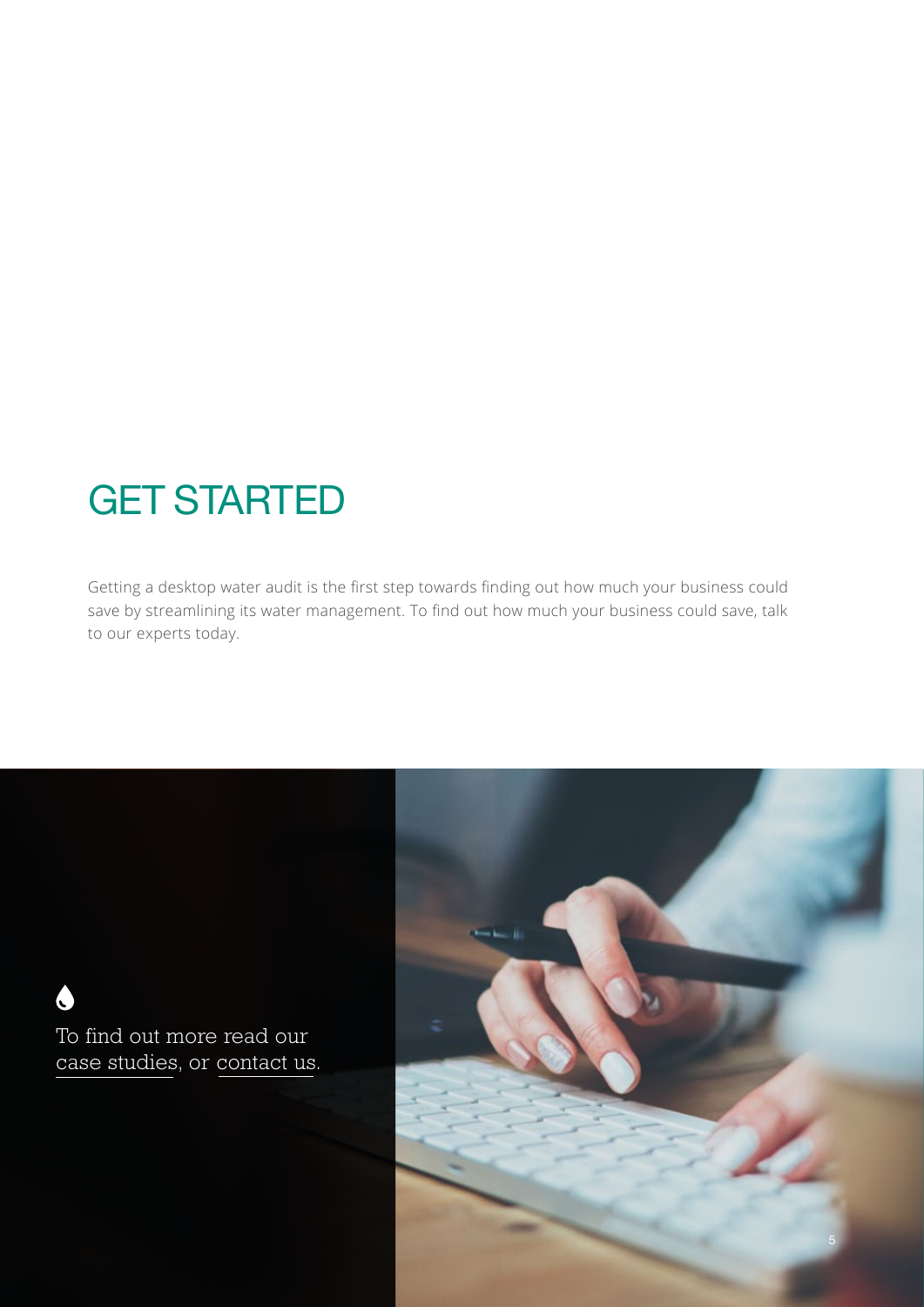# GET STARTED

Getting a desktop water audit is the first step towards finding out how much your business could save by streamlining its water management. To find out how much your business could save, talk to our experts today.

To find out more read our case studies, or contact us.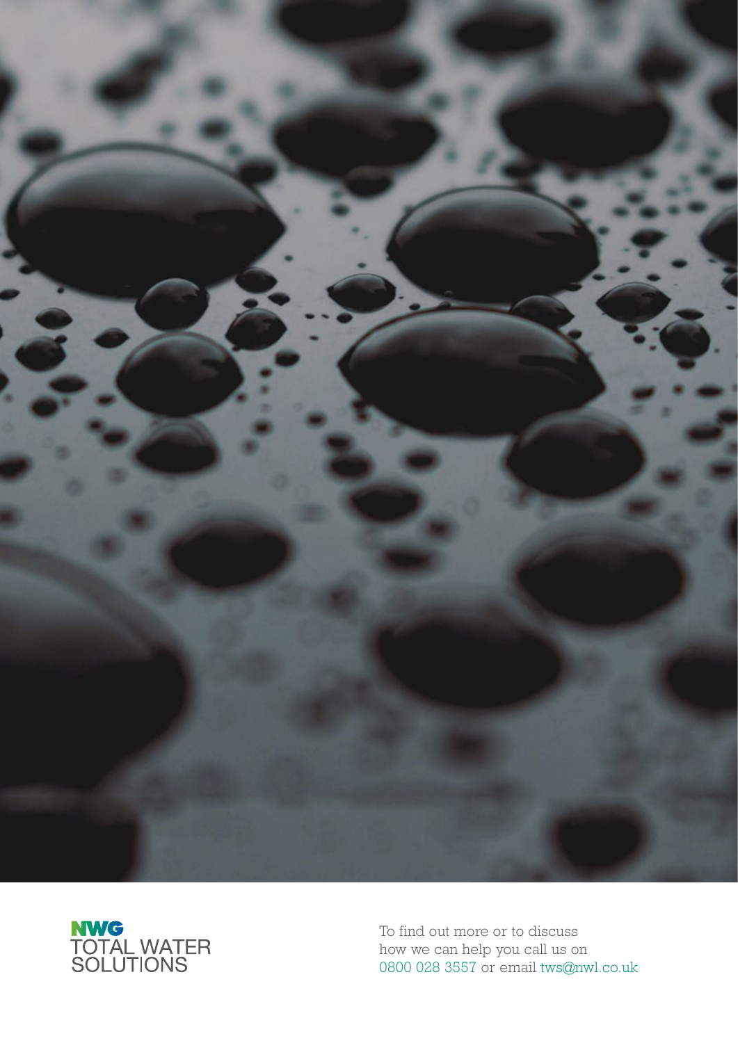NWG TOTAL WATER SOLUTIONS

To find out more or to discuss how we can help you call us on 0800 028 3557 or email tws@nwl.co.uk